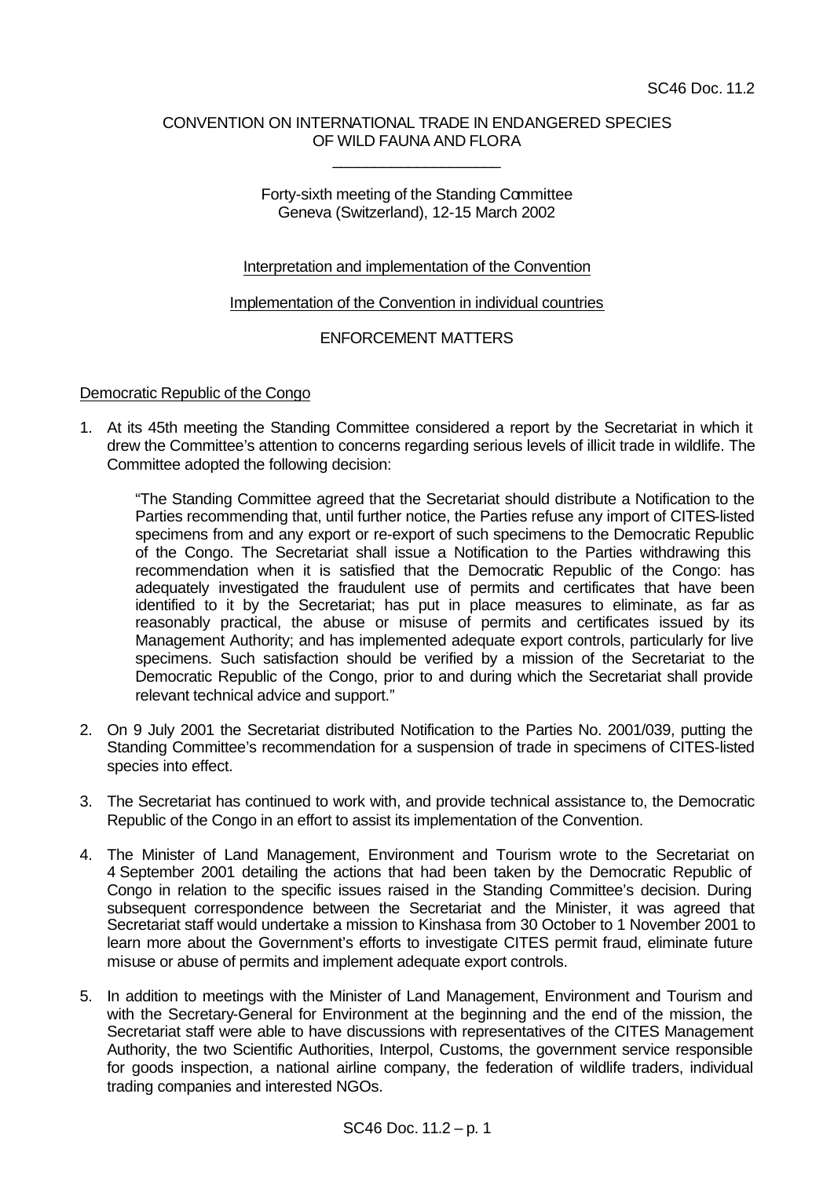SC46 Doc. 11.2

CONVENTION ON INTERNATIONAL TRADE IN ENDANGERED SPECIES
OF WILD FAUNA AND FLORA

---

Forty-sixth meeting of the Standing Committee
Geneva (Switzerland), 12-15 March 2002

Interpretation and implementation of the Convention

Implementation of the Convention in individual countries

ENFORCEMENT MATTERS

Democratic Republic of the Congo

1. At its 45th meeting the Standing Committee considered a report by the Secretariat in which it drew the Committee's attention to concerns regarding serious levels of illicit trade in wildlife. The Committee adopted the following decision:

   "The Standing Committee agreed that the Secretariat should distribute a Notification to the Parties recommending that, until further notice, the Parties refuse any import of CITES-listed specimens from and any export or re-export of such specimens to the Democratic Republic of the Congo. The Secretariat shall issue a Notification to the Parties withdrawing this recommendation when it is satisfied that the Democratic Republic of the Congo: has adequately investigated the fraudulent use of permits and certificates that have been identified to it by the Secretariat; has put in place measures to eliminate, as far as reasonably practical, the abuse or misuse of permits and certificates issued by its Management Authority; and has implemented adequate export controls, particularly for live specimens. Such satisfaction should be verified by a mission of the Secretariat to the Democratic Republic of the Congo, prior to and during which the Secretariat shall provide relevant technical advice and support."

2. On 9 July 2001 the Secretariat distributed Notification to the Parties No. 2001/039, putting the Standing Committee's recommendation for a suspension of trade in specimens of CITES-listed species into effect.

3. The Secretariat has continued to work with, and provide technical assistance to, the Democratic Republic of the Congo in an effort to assist its implementation of the Convention.

4. The Minister of Land Management, Environment and Tourism wrote to the Secretariat on 4 September 2001 detailing the actions that had been taken by the Democratic Republic of Congo in relation to the specific issues raised in the Standing Committee's decision. During subsequent correspondence between the Secretariat and the Minister, it was agreed that Secretariat staff would undertake a mission to Kinshasa from 30 October to 1 November 2001 to learn more about the Government's efforts to investigate CITES permit fraud, eliminate future misuse or abuse of permits and implement adequate export controls.

5. In addition to meetings with the Minister of Land Management, Environment and Tourism and with the Secretary-General for Environment at the beginning and the end of the mission, the Secretariat staff were able to have discussions with representatives of the CITES Management Authority, the two Scientific Authorities, Interpol, Customs, the government service responsible for goods inspection, a national airline company, the federation of wildlife traders, individual trading companies and interested NGOs.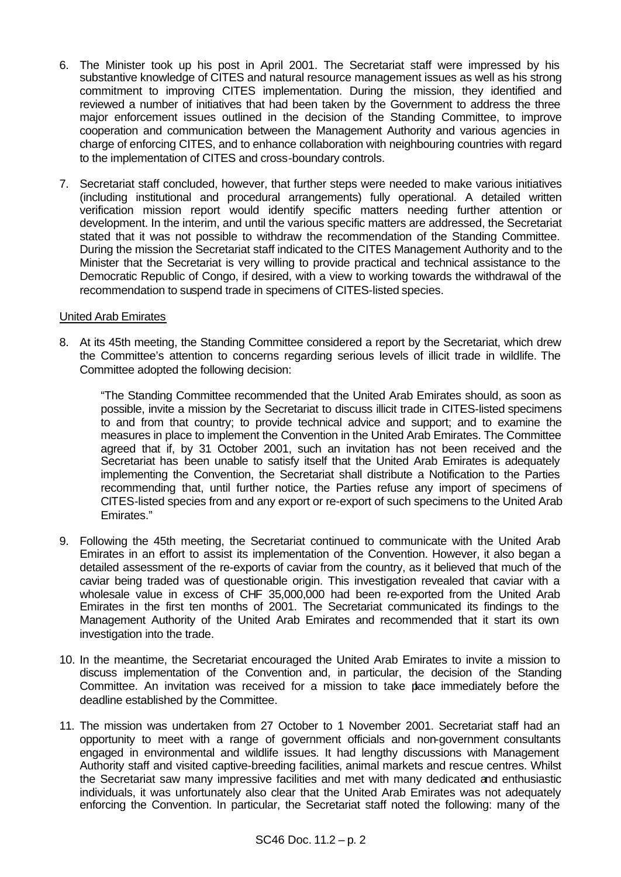6. The Minister took up his post in April 2001. The Secretariat staff were impressed by his substantive knowledge of CITES and natural resource management issues as well as his strong commitment to improving CITES implementation. During the mission, they identified and reviewed a number of initiatives that had been taken by the Government to address the three major enforcement issues outlined in the decision of the Standing Committee, to improve cooperation and communication between the Management Authority and various agencies in charge of enforcing CITES, and to enhance collaboration with neighbouring countries with regard to the implementation of CITES and cross-boundary controls.

7. Secretariat staff concluded, however, that further steps were needed to make various initiatives (including institutional and procedural arrangements) fully operational. A detailed written verification mission report would identify specific matters needing further attention or development. In the interim, and until the various specific matters are addressed, the Secretariat stated that it was not possible to withdraw the recommendation of the Standing Committee. During the mission the Secretariat staff indicated to the CITES Management Authority and to the Minister that the Secretariat is very willing to provide practical and technical assistance to the Democratic Republic of Congo, if desired, with a view to working towards the withdrawal of the recommendation to suspend trade in specimens of CITES-listed species.

United Arab Emirates

8. At its 45th meeting, the Standing Committee considered a report by the Secretariat, which drew the Committee's attention to concerns regarding serious levels of illicit trade in wildlife. The Committee adopted the following decision:

   "The Standing Committee recommended that the United Arab Emirates should, as soon as possible, invite a mission by the Secretariat to discuss illicit trade in CITES-listed specimens to and from that country; to provide technical advice and support; and to examine the measures in place to implement the Convention in the United Arab Emirates. The Committee agreed that if, by 31 October 2001, such an invitation has not been received and the Secretariat has been unable to satisfy itself that the United Arab Emirates is adequately implementing the Convention, the Secretariat shall distribute a Notification to the Parties recommending that, until further notice, the Parties refuse any import of specimens of CITES-listed species from and any export or re-export of such specimens to the United Arab Emirates."

9. Following the 45th meeting, the Secretariat continued to communicate with the United Arab Emirates in an effort to assist its implementation of the Convention. However, it also began a detailed assessment of the re-exports of caviar from the country, as it believed that much of the caviar being traded was of questionable origin. This investigation revealed that caviar with a wholesale value in excess of CHF 35,000,000 had been re-exported from the United Arab Emirates in the first ten months of 2001. The Secretariat communicated its findings to the Management Authority of the United Arab Emirates and recommended that it start its own investigation into the trade.

10. In the meantime, the Secretariat encouraged the United Arab Emirates to invite a mission to discuss implementation of the Convention and, in particular, the decision of the Standing Committee. An invitation was received for a mission to take place immediately before the deadline established by the Committee.

11. The mission was undertaken from 27 October to 1 November 2001. Secretariat staff had an opportunity to meet with a range of government officials and non-government consultants engaged in environmental and wildlife issues. It had lengthy discussions with Management Authority staff and visited captive-breeding facilities, animal markets and rescue centres. Whilst the Secretariat saw many impressive facilities and met with many dedicated and enthusiastic individuals, it was unfortunately also clear that the United Arab Emirates was not adequately enforcing the Convention. In particular, the Secretariat staff noted the following: many of the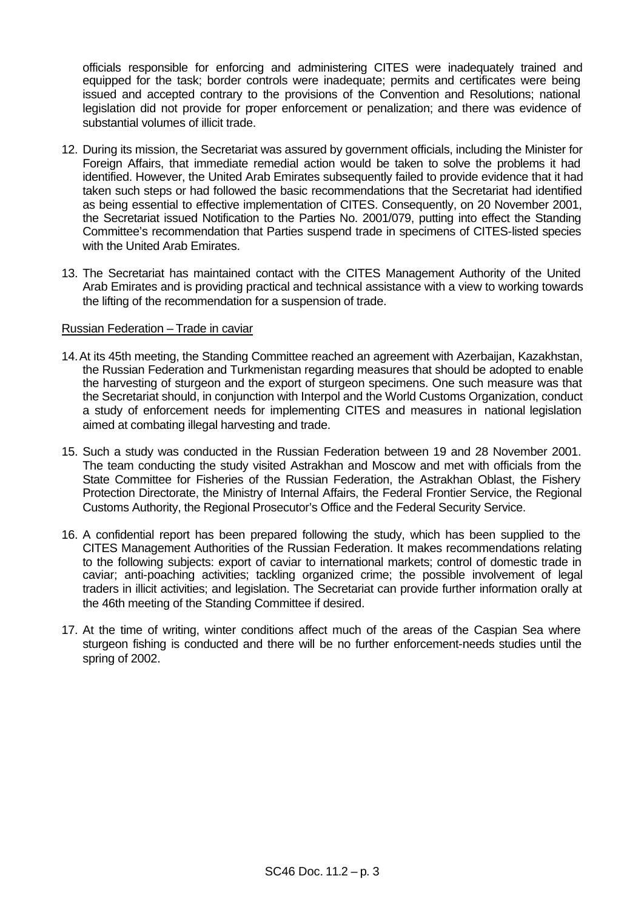officials responsible for enforcing and administering CITES were inadequately trained and equipped for the task; border controls were inadequate; permits and certificates were being issued and accepted contrary to the provisions of the Convention and Resolutions; national legislation did not provide for proper enforcement or penalization; and there was evidence of substantial volumes of illicit trade.

12. During its mission, the Secretariat was assured by government officials, including the Minister for Foreign Affairs, that immediate remedial action would be taken to solve the problems it had identified. However, the United Arab Emirates subsequently failed to provide evidence that it had taken such steps or had followed the basic recommendations that the Secretariat had identified as being essential to effective implementation of CITES. Consequently, on 20 November 2001, the Secretariat issued Notification to the Parties No. 2001/079, putting into effect the Standing Committee's recommendation that Parties suspend trade in specimens of CITES-listed species with the United Arab Emirates.

13. The Secretariat has maintained contact with the CITES Management Authority of the United Arab Emirates and is providing practical and technical assistance with a view to working towards the lifting of the recommendation for a suspension of trade.

Russian Federation – Trade in caviar

14. At its 45th meeting, the Standing Committee reached an agreement with Azerbaijan, Kazakhstan, the Russian Federation and Turkmenistan regarding measures that should be adopted to enable the harvesting of sturgeon and the export of sturgeon specimens. One such measure was that the Secretariat should, in conjunction with Interpol and the World Customs Organization, conduct a study of enforcement needs for implementing CITES and measures in national legislation aimed at combating illegal harvesting and trade.

15. Such a study was conducted in the Russian Federation between 19 and 28 November 2001. The team conducting the study visited Astrakhan and Moscow and met with officials from the State Committee for Fisheries of the Russian Federation, the Astrakhan Oblast, the Fishery Protection Directorate, the Ministry of Internal Affairs, the Federal Frontier Service, the Regional Customs Authority, the Regional Prosecutor's Office and the Federal Security Service.

16. A confidential report has been prepared following the study, which has been supplied to the CITES Management Authorities of the Russian Federation. It makes recommendations relating to the following subjects: export of caviar to international markets; control of domestic trade in caviar; anti-poaching activities; tackling organized crime; the possible involvement of legal traders in illicit activities; and legislation. The Secretariat can provide further information orally at the 46th meeting of the Standing Committee if desired.

17. At the time of writing, winter conditions affect much of the areas of the Caspian Sea where sturgeon fishing is conducted and there will be no further enforcement-needs studies until the spring of 2002.